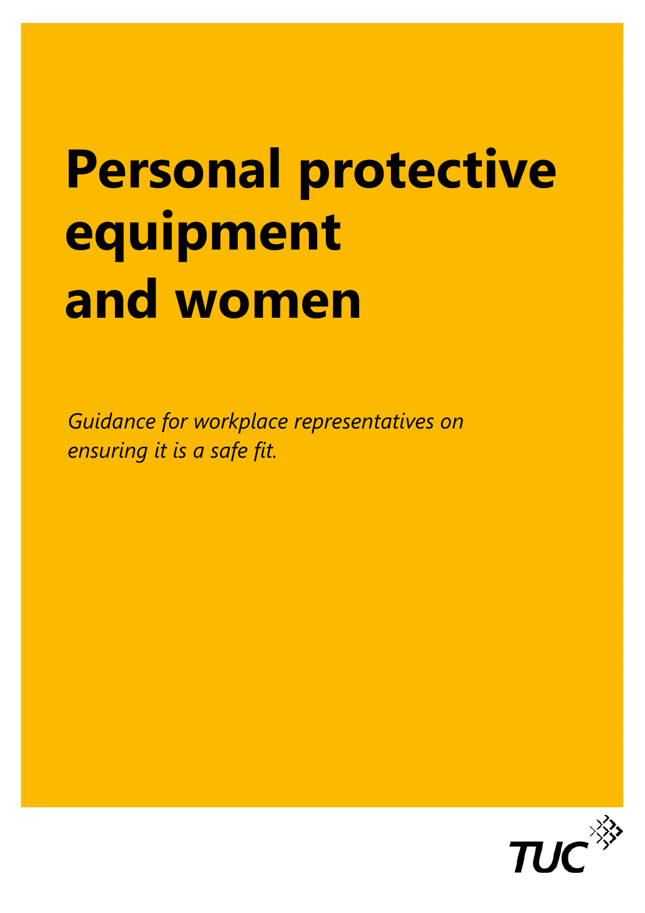# Personal protective equipment and women

*Guidance for workplace representatives on ensuring it is a safe fit.*

TUC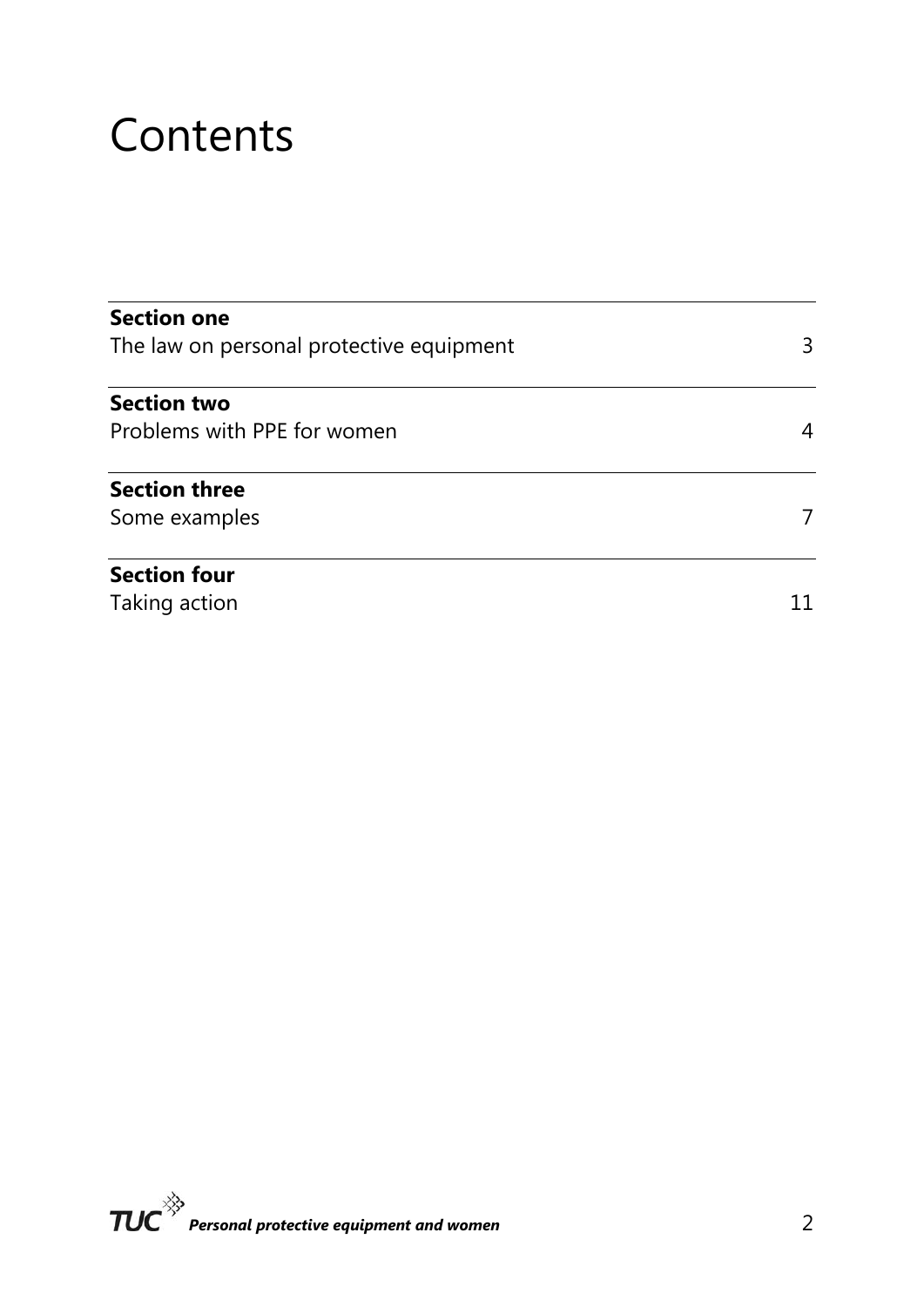# Contents

| | |
|---|---|
| **Section one**<br>The law on personal protective equipment | 3 |
| **Section two**<br>Problems with PPE for women | 4 |
| **Section three**<br>Some examples | 7 |
| **Section four**<br>Taking action | 11 |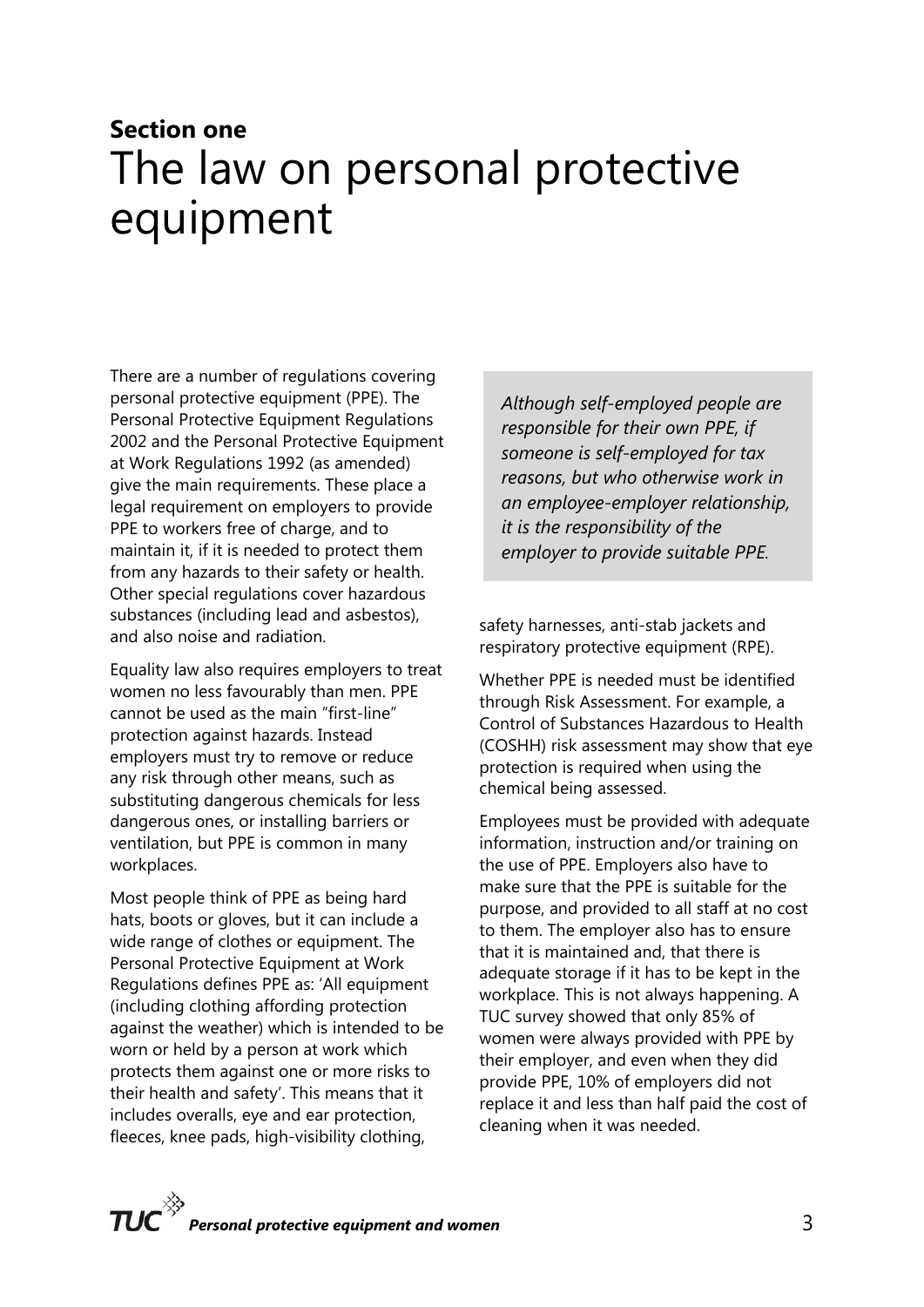## Section one

# The law on personal protective equipment

There are a number of regulations covering personal protective equipment (PPE). The Personal Protective Equipment Regulations 2002 and the Personal Protective Equipment at Work Regulations 1992 (as amended) give the main requirements. These place a legal requirement on employers to provide PPE to workers free of charge, and to maintain it, if it is needed to protect them from any hazards to their safety or health. Other special regulations cover hazardous substances (including lead and asbestos), and also noise and radiation.

Equality law also requires employers to treat women no less favourably than men. PPE cannot be used as the main "first-line" protection against hazards. Instead employers must try to remove or reduce any risk through other means, such as substituting dangerous chemicals for less dangerous ones, or installing barriers or ventilation, but PPE is common in many workplaces.

Most people think of PPE as being hard hats, boots or gloves, but it can include a wide range of clothes or equipment. The Personal Protective Equipment at Work Regulations defines PPE as: 'All equipment (including clothing affording protection against the weather) which is intended to be worn or held by a person at work which protects them against one or more risks to their health and safety'. This means that it includes overalls, eye and ear protection, fleeces, knee pads, high-visibility clothing, safety harnesses, anti-stab jackets and respiratory protective equipment (RPE).

> *Although self-employed people are responsible for their own PPE, if someone is self-employed for tax reasons, but who otherwise work in an employee-employer relationship, it is the responsibility of the employer to provide suitable PPE.*

Whether PPE is needed must be identified through Risk Assessment. For example, a Control of Substances Hazardous to Health (COSHH) risk assessment may show that eye protection is required when using the chemical being assessed.

Employees must be provided with adequate information, instruction and/or training on the use of PPE. Employers also have to make sure that the PPE is suitable for the purpose, and provided to all staff at no cost to them. The employer also has to ensure that it is maintained and, that there is adequate storage if it has to be kept in the workplace. This is not always happening. A TUC survey showed that only 85% of women were always provided with PPE by their employer, and even when they did provide PPE, 10% of employers did not replace it and less than half paid the cost of cleaning when it was needed.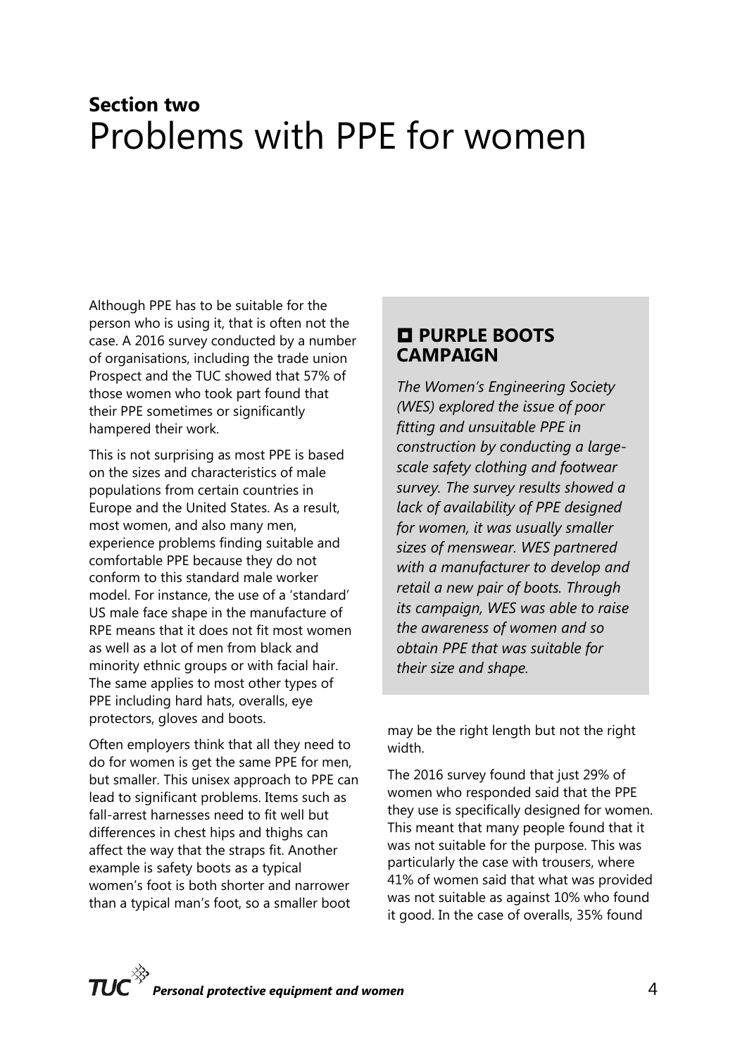**Section two**

# Problems with PPE for women

Although PPE has to be suitable for the person who is using it, that is often not the case. A 2016 survey conducted by a number of organisations, including the trade union Prospect and the TUC showed that 57% of those women who took part found that their PPE sometimes or significantly hampered their work.

This is not surprising as most PPE is based on the sizes and characteristics of male populations from certain countries in Europe and the United States. As a result, most women, and also many men, experience problems finding suitable and comfortable PPE because they do not conform to this standard male worker model. For instance, the use of a 'standard' US male face shape in the manufacture of RPE means that it does not fit most women as well as a lot of men from black and minority ethnic groups or with facial hair. The same applies to most other types of PPE including hard hats, overalls, eye protectors, gloves and boots.

Often employers think that all they need to do for women is get the same PPE for men, but smaller. This unisex approach to PPE can lead to significant problems. Items such as fall-arrest harnesses need to fit well but differences in chest hips and thighs can affect the way that the straps fit. Another example is safety boots as a typical women's foot is both shorter and narrower than a typical man's foot, so a smaller boot may be the right length but not the right width.

> **PURPLE BOOTS CAMPAIGN**
>
> *The Women's Engineering Society (WES) explored the issue of poor fitting and unsuitable PPE in construction by conducting a large-scale safety clothing and footwear survey. The survey results showed a lack of availability of PPE designed for women, it was usually smaller sizes of menswear. WES partnered with a manufacturer to develop and retail a new pair of boots. Through its campaign, WES was able to raise the awareness of women and so obtain PPE that was suitable for their size and shape.*

The 2016 survey found that just 29% of women who responded said that the PPE they use is specifically designed for women. This meant that many people found that it was not suitable for the purpose. This was particularly the case with trousers, where 41% of women said that what was provided was not suitable as against 10% who found it good. In the case of overalls, 35% found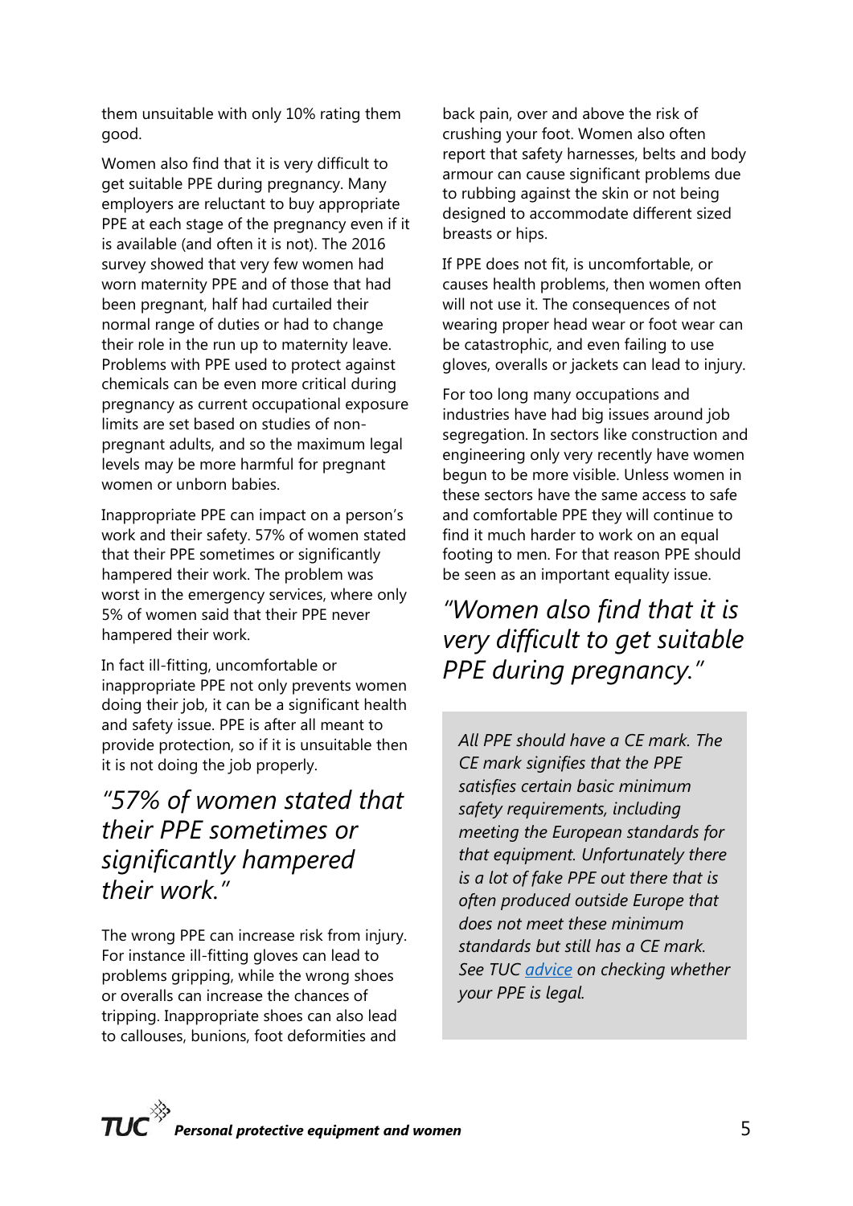them unsuitable with only 10% rating them good.

Women also find that it is very difficult to get suitable PPE during pregnancy. Many employers are reluctant to buy appropriate PPE at each stage of the pregnancy even if it is available (and often it is not). The 2016 survey showed that very few women had worn maternity PPE and of those that had been pregnant, half had curtailed their normal range of duties or had to change their role in the run up to maternity leave. Problems with PPE used to protect against chemicals can be even more critical during pregnancy as current occupational exposure limits are set based on studies of non-pregnant adults, and so the maximum legal levels may be more harmful for pregnant women or unborn babies.

Inappropriate PPE can impact on a person's work and their safety. 57% of women stated that their PPE sometimes or significantly hampered their work. The problem was worst in the emergency services, where only 5% of women said that their PPE never hampered their work.

In fact ill-fitting, uncomfortable or inappropriate PPE not only prevents women doing their job, it can be a significant health and safety issue. PPE is after all meant to provide protection, so if it is unsuitable then it is not doing the job properly.

> *"57% of women stated that their PPE sometimes or significantly hampered their work."*

The wrong PPE can increase risk from injury. For instance ill-fitting gloves can lead to problems gripping, while the wrong shoes or overalls can increase the chances of tripping. Inappropriate shoes can also lead to callouses, bunions, foot deformities and back pain, over and above the risk of crushing your foot. Women also often report that safety harnesses, belts and body armour can cause significant problems due to rubbing against the skin or not being designed to accommodate different sized breasts or hips.

If PPE does not fit, is uncomfortable, or causes health problems, then women often will not use it. The consequences of not wearing proper head wear or foot wear can be catastrophic, and even failing to use gloves, overalls or jackets can lead to injury.

For too long many occupations and industries have had big issues around job segregation. In sectors like construction and engineering only very recently have women begun to be more visible. Unless women in these sectors have the same access to safe and comfortable PPE they will continue to find it much harder to work on an equal footing to men. For that reason PPE should be seen as an important equality issue.

> *"Women also find that it is very difficult to get suitable PPE during pregnancy."*

*All PPE should have a CE mark. The CE mark signifies that the PPE satisfies certain basic minimum safety requirements, including meeting the European standards for that equipment. Unfortunately there is a lot of fake PPE out there that is often produced outside Europe that does not meet these minimum standards but still has a CE mark. See TUC advice on checking whether your PPE is legal.*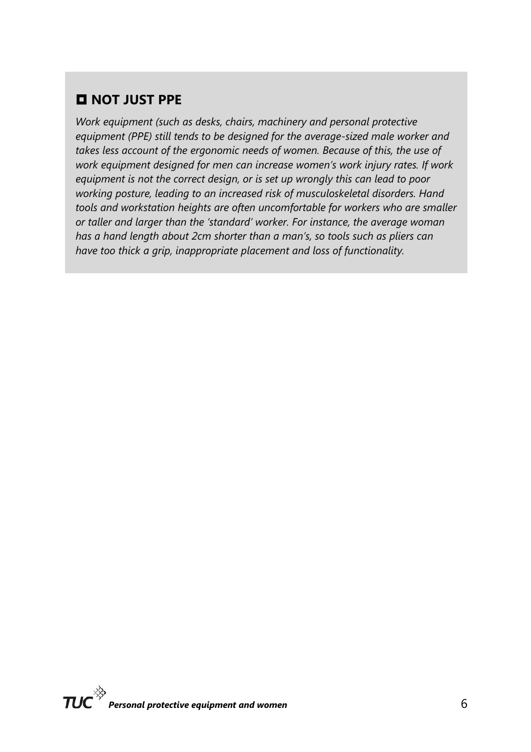## ◘ NOT JUST PPE

*Work equipment (such as desks, chairs, machinery and personal protective equipment (PPE) still tends to be designed for the average-sized male worker and takes less account of the ergonomic needs of women. Because of this, the use of work equipment designed for men can increase women's work injury rates. If work equipment is not the correct design, or is set up wrongly this can lead to poor working posture, leading to an increased risk of musculoskeletal disorders. Hand tools and workstation heights are often uncomfortable for workers who are smaller or taller and larger than the 'standard' worker. For instance, the average woman has a hand length about 2cm shorter than a man's, so tools such as pliers can have too thick a grip, inappropriate placement and loss of functionality.*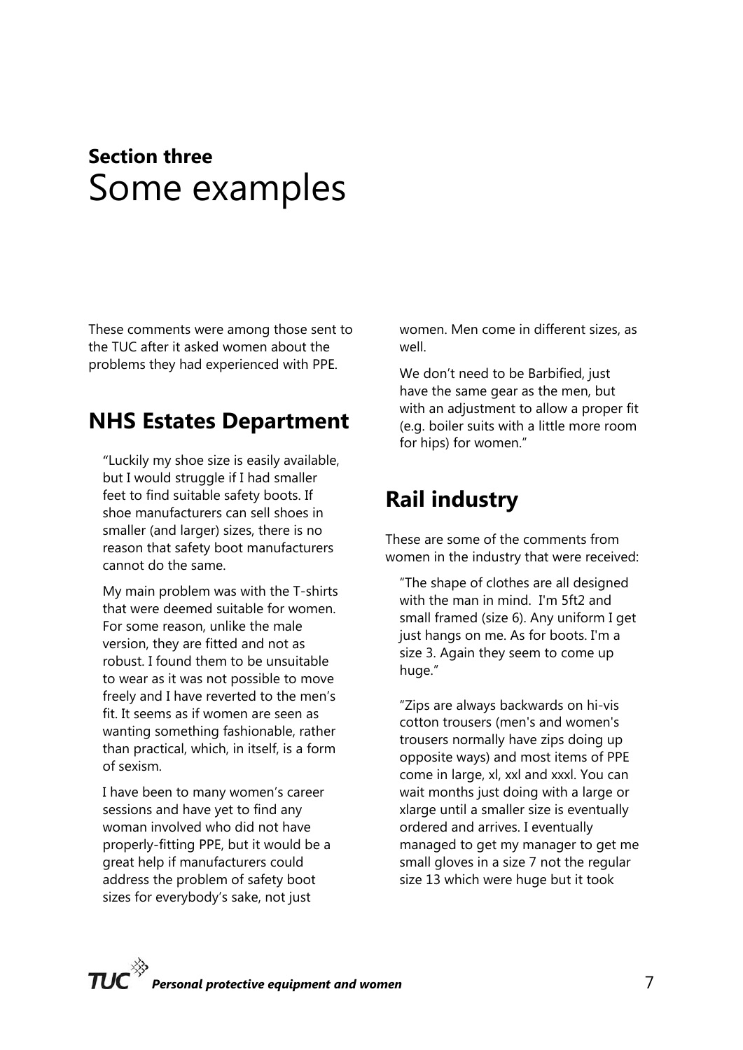**Section three**

# Some examples

These comments were among those sent to the TUC after it asked women about the problems they had experienced with PPE.

## NHS Estates Department

"Luckily my shoe size is easily available, but I would struggle if I had smaller feet to find suitable safety boots. If shoe manufacturers can sell shoes in smaller (and larger) sizes, there is no reason that safety boot manufacturers cannot do the same.

My main problem was with the T-shirts that were deemed suitable for women. For some reason, unlike the male version, they are fitted and not as robust. I found them to be unsuitable to wear as it was not possible to move freely and I have reverted to the men's fit. It seems as if women are seen as wanting something fashionable, rather than practical, which, in itself, is a form of sexism.

I have been to many women's career sessions and have yet to find any woman involved who did not have properly-fitting PPE, but it would be a great help if manufacturers could address the problem of safety boot sizes for everybody's sake, not just women. Men come in different sizes, as well.

We don't need to be Barbified, just have the same gear as the men, but with an adjustment to allow a proper fit (e.g. boiler suits with a little more room for hips) for women."

## Rail industry

These are some of the comments from women in the industry that were received:

"The shape of clothes are all designed with the man in mind. I'm 5ft2 and small framed (size 6). Any uniform I get just hangs on me. As for boots. I'm a size 3. Again they seem to come up huge."

"Zips are always backwards on hi-vis cotton trousers (men's and women's trousers normally have zips doing up opposite ways) and most items of PPE come in large, xl, xxl and xxxl. You can wait months just doing with a large or xlarge until a smaller size is eventually ordered and arrives. I eventually managed to get my manager to get me small gloves in a size 7 not the regular size 13 which were huge but it took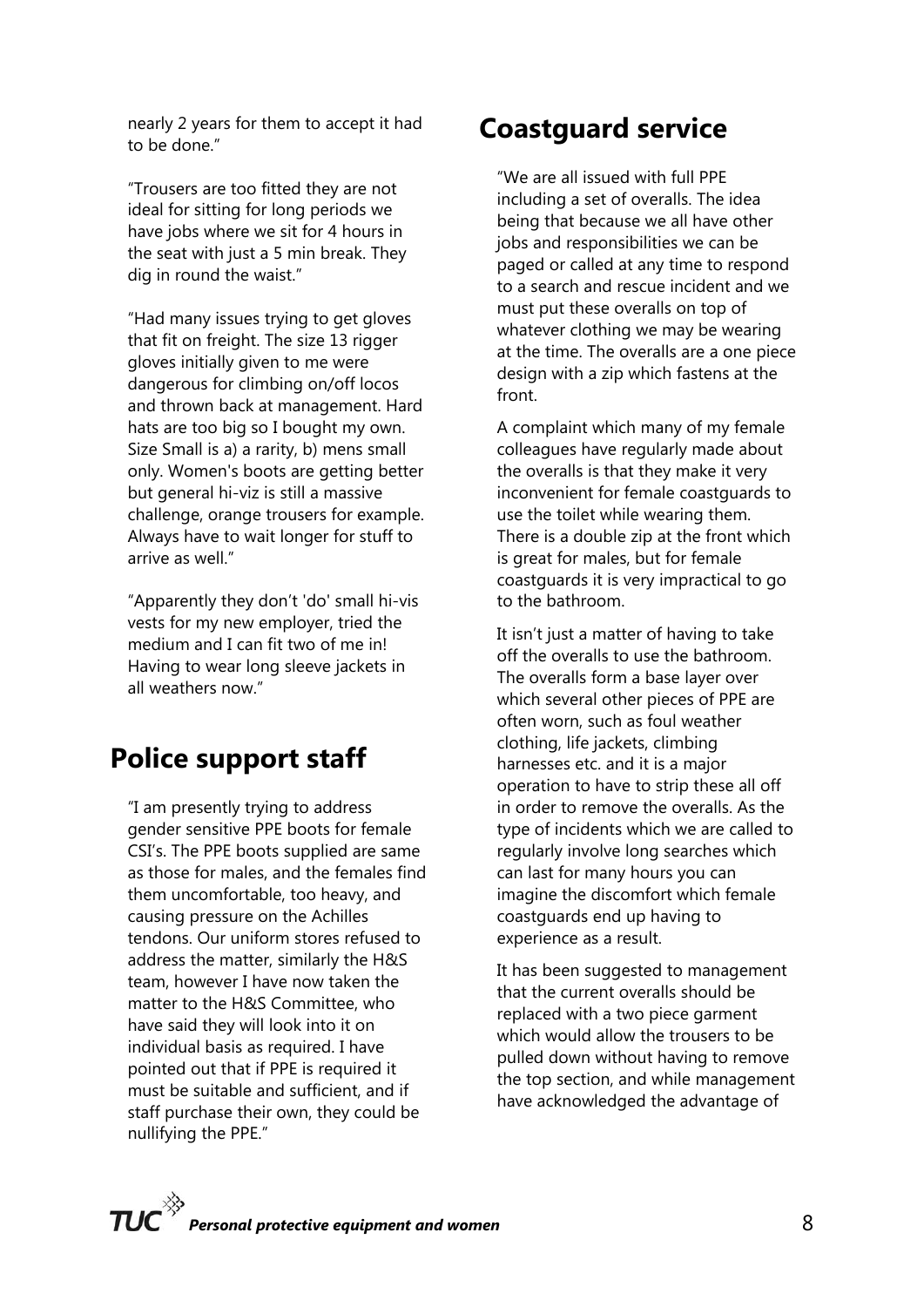nearly 2 years for them to accept it had to be done."

"Trousers are too fitted they are not ideal for sitting for long periods we have jobs where we sit for 4 hours in the seat with just a 5 min break. They dig in round the waist."

"Had many issues trying to get gloves that fit on freight. The size 13 rigger gloves initially given to me were dangerous for climbing on/off locos and thrown back at management. Hard hats are too big so I bought my own. Size Small is a) a rarity, b) mens small only. Women's boots are getting better but general hi-viz is still a massive challenge, orange trousers for example. Always have to wait longer for stuff to arrive as well."

"Apparently they don't 'do' small hi-vis vests for my new employer, tried the medium and I can fit two of me in! Having to wear long sleeve jackets in all weathers now."

## Police support staff

"I am presently trying to address gender sensitive PPE boots for female CSI's. The PPE boots supplied are same as those for males, and the females find them uncomfortable, too heavy, and causing pressure on the Achilles tendons. Our uniform stores refused to address the matter, similarly the H&S team, however I have now taken the matter to the H&S Committee, who have said they will look into it on individual basis as required. I have pointed out that if PPE is required it must be suitable and sufficient, and if staff purchase their own, they could be nullifying the PPE."

## Coastguard service

"We are all issued with full PPE including a set of overalls. The idea being that because we all have other jobs and responsibilities we can be paged or called at any time to respond to a search and rescue incident and we must put these overalls on top of whatever clothing we may be wearing at the time. The overalls are a one piece design with a zip which fastens at the front.

A complaint which many of my female colleagues have regularly made about the overalls is that they make it very inconvenient for female coastguards to use the toilet while wearing them. There is a double zip at the front which is great for males, but for female coastguards it is very impractical to go to the bathroom.

It isn't just a matter of having to take off the overalls to use the bathroom. The overalls form a base layer over which several other pieces of PPE are often worn, such as foul weather clothing, life jackets, climbing harnesses etc. and it is a major operation to have to strip these all off in order to remove the overalls. As the type of incidents which we are called to regularly involve long searches which can last for many hours you can imagine the discomfort which female coastguards end up having to experience as a result.

It has been suggested to management that the current overalls should be replaced with a two piece garment which would allow the trousers to be pulled down without having to remove the top section, and while management have acknowledged the advantage of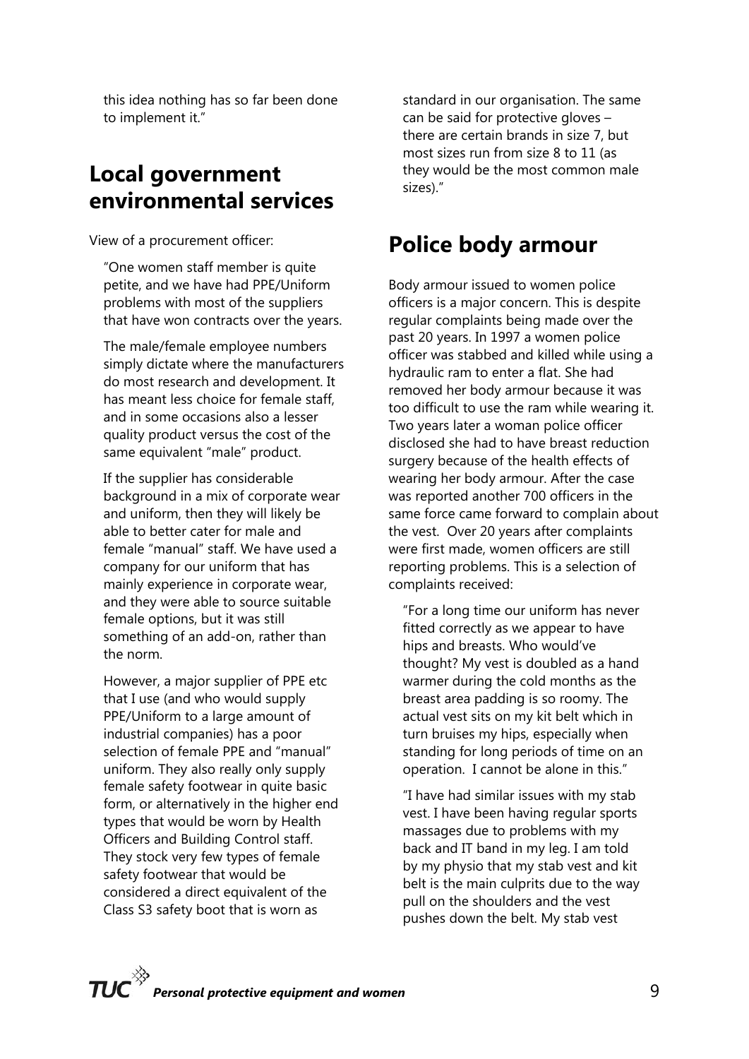this idea nothing has so far been done to implement it."

## Local government environmental services

View of a procurement officer:

"One women staff member is quite petite, and we have had PPE/Uniform problems with most of the suppliers that have won contracts over the years.

The male/female employee numbers simply dictate where the manufacturers do most research and development. It has meant less choice for female staff, and in some occasions also a lesser quality product versus the cost of the same equivalent "male" product.

If the supplier has considerable background in a mix of corporate wear and uniform, then they will likely be able to better cater for male and female "manual" staff. We have used a company for our uniform that has mainly experience in corporate wear, and they were able to source suitable female options, but it was still something of an add-on, rather than the norm.

However, a major supplier of PPE etc that I use (and who would supply PPE/Uniform to a large amount of industrial companies) has a poor selection of female PPE and "manual" uniform. They also really only supply female safety footwear in quite basic form, or alternatively in the higher end types that would be worn by Health Officers and Building Control staff. They stock very few types of female safety footwear that would be considered a direct equivalent of the Class S3 safety boot that is worn as standard in our organisation. The same can be said for protective gloves – there are certain brands in size 7, but most sizes run from size 8 to 11 (as they would be the most common male sizes)."

## Police body armour

Body armour issued to women police officers is a major concern. This is despite regular complaints being made over the past 20 years. In 1997 a women police officer was stabbed and killed while using a hydraulic ram to enter a flat. She had removed her body armour because it was too difficult to use the ram while wearing it. Two years later a woman police officer disclosed she had to have breast reduction surgery because of the health effects of wearing her body armour. After the case was reported another 700 officers in the same force came forward to complain about the vest. Over 20 years after complaints were first made, women officers are still reporting problems. This is a selection of complaints received:

"For a long time our uniform has never fitted correctly as we appear to have hips and breasts. Who would've thought? My vest is doubled as a hand warmer during the cold months as the breast area padding is so roomy. The actual vest sits on my kit belt which in turn bruises my hips, especially when standing for long periods of time on an operation. I cannot be alone in this."

"I have had similar issues with my stab vest. I have been having regular sports massages due to problems with my back and IT band in my leg. I am told by my physio that my stab vest and kit belt is the main culprits due to the way pull on the shoulders and the vest pushes down the belt. My stab vest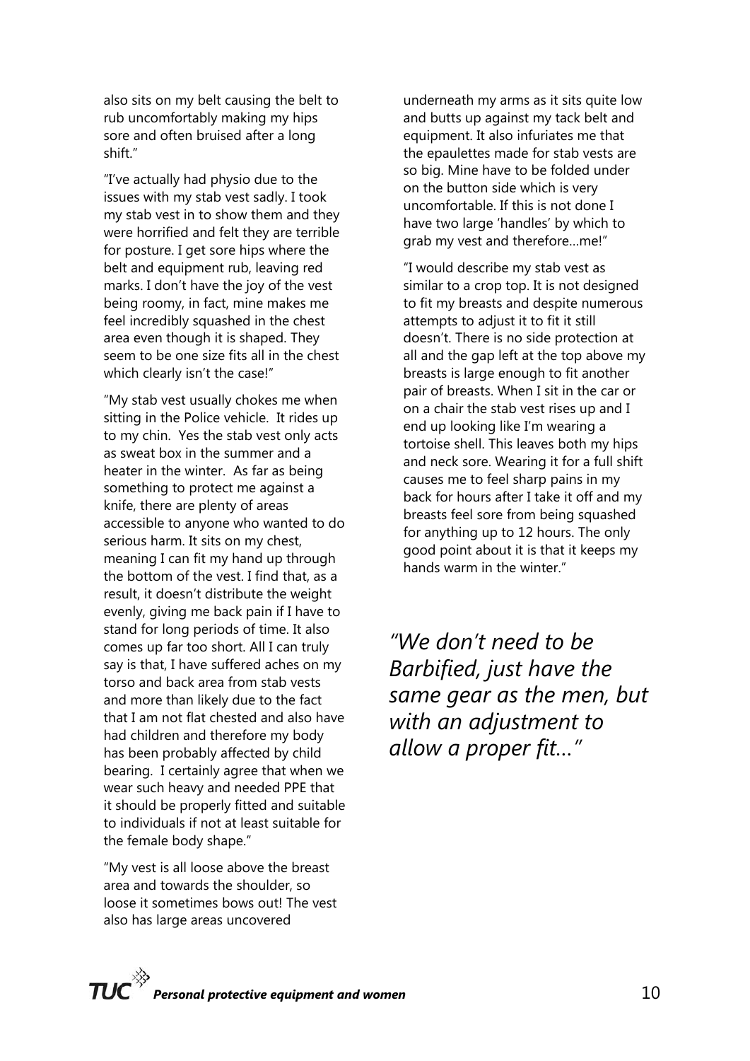also sits on my belt causing the belt to rub uncomfortably making my hips sore and often bruised after a long shift."

"I've actually had physio due to the issues with my stab vest sadly. I took my stab vest in to show them and they were horrified and felt they are terrible for posture. I get sore hips where the belt and equipment rub, leaving red marks. I don't have the joy of the vest being roomy, in fact, mine makes me feel incredibly squashed in the chest area even though it is shaped. They seem to be one size fits all in the chest which clearly isn't the case!"

"My stab vest usually chokes me when sitting in the Police vehicle. It rides up to my chin. Yes the stab vest only acts as sweat box in the summer and a heater in the winter. As far as being something to protect me against a knife, there are plenty of areas accessible to anyone who wanted to do serious harm. It sits on my chest, meaning I can fit my hand up through the bottom of the vest. I find that, as a result, it doesn't distribute the weight evenly, giving me back pain if I have to stand for long periods of time. It also comes up far too short. All I can truly say is that, I have suffered aches on my torso and back area from stab vests and more than likely due to the fact that I am not flat chested and also have had children and therefore my body has been probably affected by child bearing. I certainly agree that when we wear such heavy and needed PPE that it should be properly fitted and suitable to individuals if not at least suitable for the female body shape."

"My vest is all loose above the breast area and towards the shoulder, so loose it sometimes bows out! The vest also has large areas uncovered underneath my arms as it sits quite low and butts up against my tack belt and equipment. It also infuriates me that the epaulettes made for stab vests are so big. Mine have to be folded under on the button side which is very uncomfortable. If this is not done I have two large 'handles' by which to grab my vest and therefore…me!"

"I would describe my stab vest as similar to a crop top. It is not designed to fit my breasts and despite numerous attempts to adjust it to fit it still doesn't. There is no side protection at all and the gap left at the top above my breasts is large enough to fit another pair of breasts. When I sit in the car or on a chair the stab vest rises up and I end up looking like I'm wearing a tortoise shell. This leaves both my hips and neck sore. Wearing it for a full shift causes me to feel sharp pains in my back for hours after I take it off and my breasts feel sore from being squashed for anything up to 12 hours. The only good point about it is that it keeps my hands warm in the winter."

*"We don't need to be Barbified, just have the same gear as the men, but with an adjustment to allow a proper fit..."*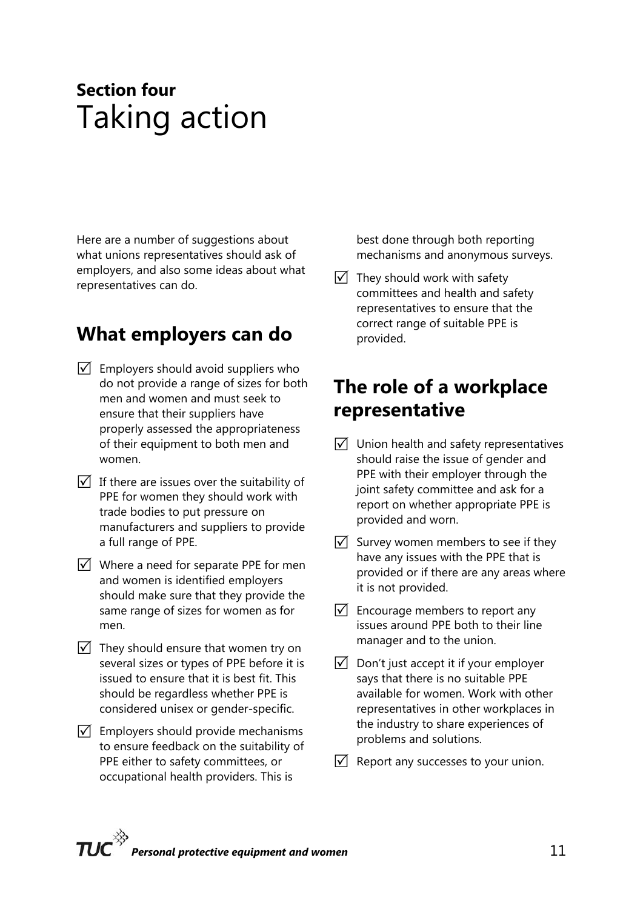**Section four**

# Taking action

Here are a number of suggestions about what unions representatives should ask of employers, and also some ideas about what representatives can do.

## What employers can do

- ☑ Employers should avoid suppliers who do not provide a range of sizes for both men and women and must seek to ensure that their suppliers have properly assessed the appropriateness of their equipment to both men and women.
- ☑ If there are issues over the suitability of PPE for women they should work with trade bodies to put pressure on manufacturers and suppliers to provide a full range of PPE.
- ☑ Where a need for separate PPE for men and women is identified employers should make sure that they provide the same range of sizes for women as for men.
- ☑ They should ensure that women try on several sizes or types of PPE before it is issued to ensure that it is best fit. This should be regardless whether PPE is considered unisex or gender-specific.
- ☑ Employers should provide mechanisms to ensure feedback on the suitability of PPE either to safety committees, or occupational health providers. This is best done through both reporting mechanisms and anonymous surveys.
- ☑ They should work with safety committees and health and safety representatives to ensure that the correct range of suitable PPE is provided.

## The role of a workplace representative

- ☑ Union health and safety representatives should raise the issue of gender and PPE with their employer through the joint safety committee and ask for a report on whether appropriate PPE is provided and worn.
- ☑ Survey women members to see if they have any issues with the PPE that is provided or if there are any areas where it is not provided.
- ☑ Encourage members to report any issues around PPE both to their line manager and to the union.
- ☑ Don't just accept it if your employer says that there is no suitable PPE available for women. Work with other representatives in other workplaces in the industry to share experiences of problems and solutions.
- ☑ Report any successes to your union.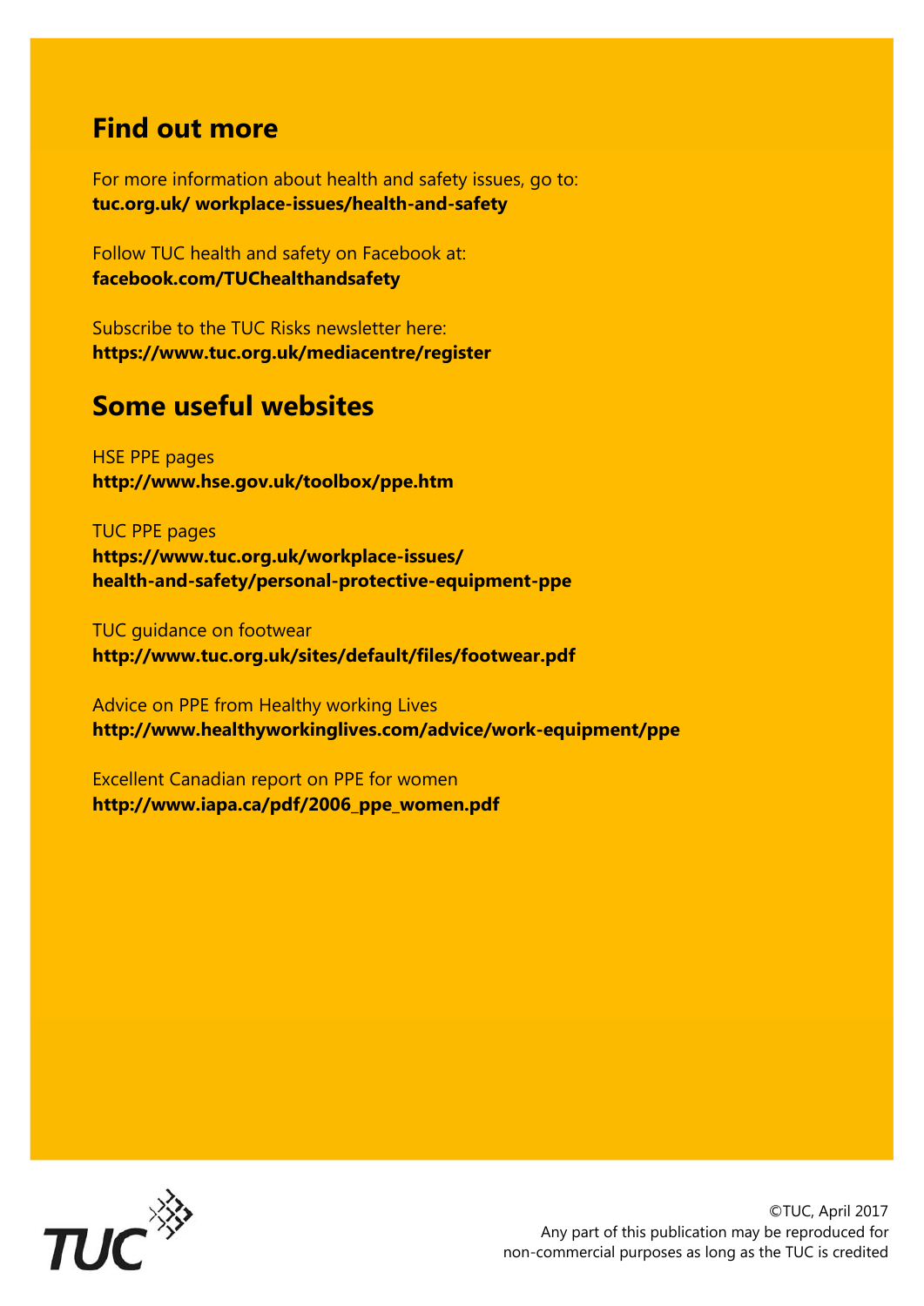## Find out more

For more information about health and safety issues, go to:
**tuc.org.uk/ workplace-issues/health-and-safety**

Follow TUC health and safety on Facebook at:
**facebook.com/TUChealthandsafety**

Subscribe to the TUC Risks newsletter here:
**https://www.tuc.org.uk/mediacentre/register**

## Some useful websites

HSE PPE pages
**http://www.hse.gov.uk/toolbox/ppe.htm**

TUC PPE pages
**https://www.tuc.org.uk/workplace-issues/health-and-safety/personal-protective-equipment-ppe**

TUC guidance on footwear
**http://www.tuc.org.uk/sites/default/files/footwear.pdf**

Advice on PPE from Healthy working Lives
**http://www.healthyworkinglives.com/advice/work-equipment/ppe**

Excellent Canadian report on PPE for women
**http://www.iapa.ca/pdf/2006_ppe_women.pdf**

©TUC, April 2017
Any part of this publication may be reproduced for non-commercial purposes as long as the TUC is credited